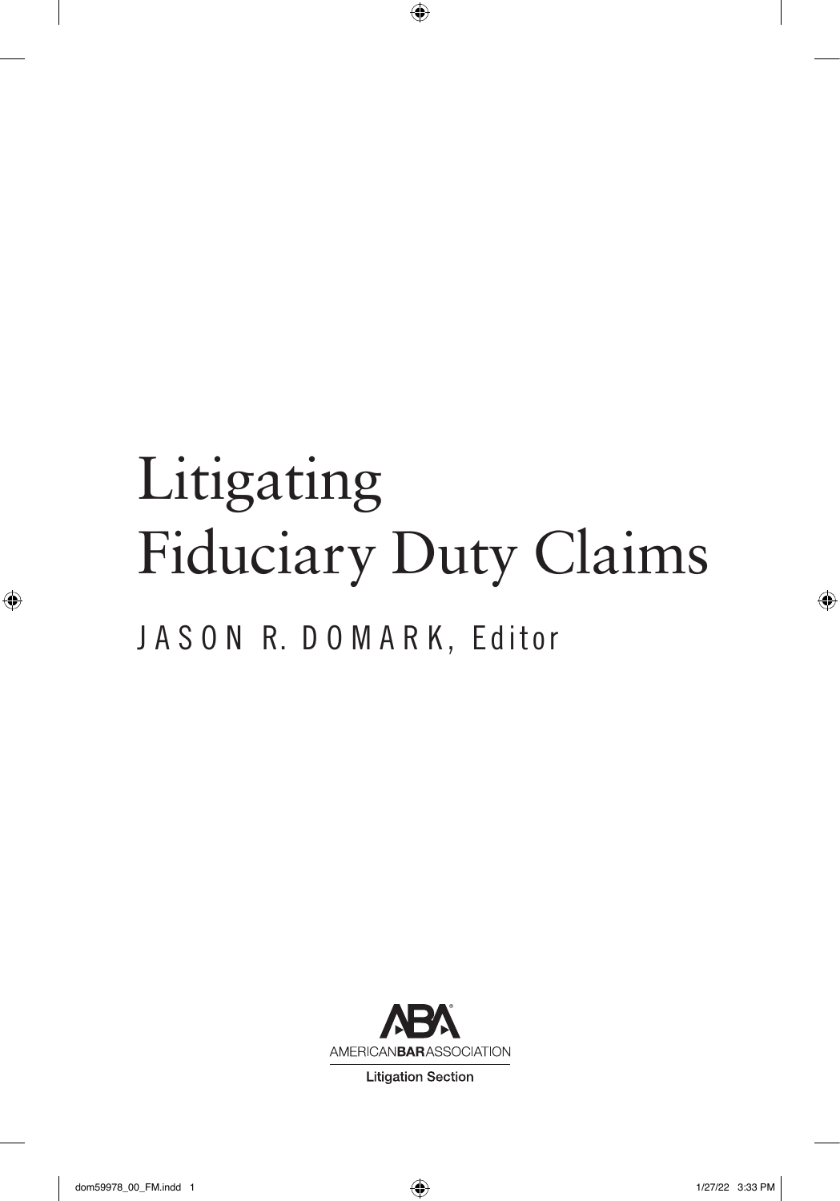# Litigating Fiduciary Duty Claims

JASON R. DOMARK, Editor

AMERICAN BAR ASSOCIATION

Litigation Section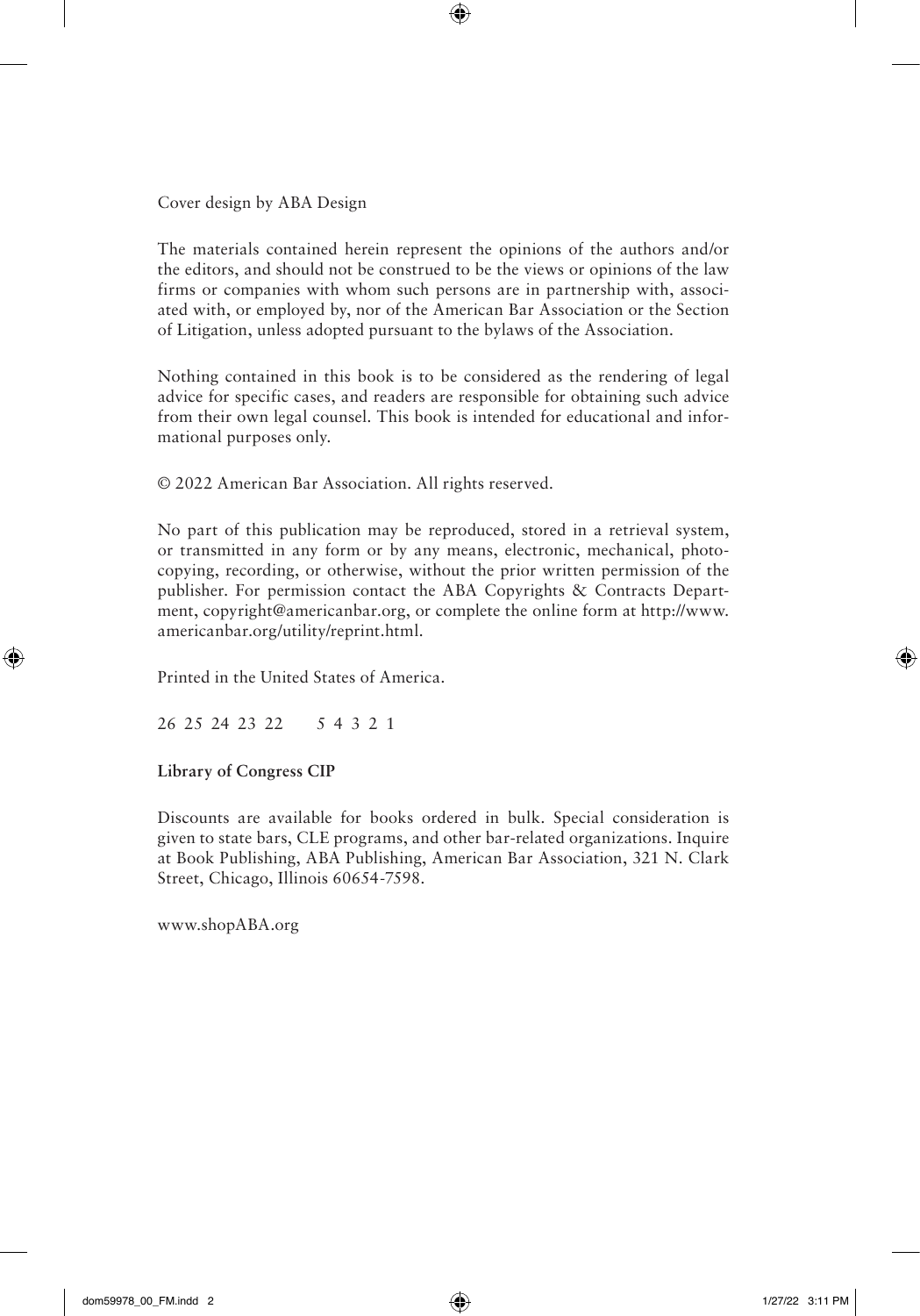Cover design by ABA Design

The materials contained herein represent the opinions of the authors and/or the editors, and should not be construed to be the views or opinions of the law firms or companies with whom such persons are in partnership with, associated with, or employed by, nor of the American Bar Association or the Section of Litigation, unless adopted pursuant to the bylaws of the Association.

Nothing contained in this book is to be considered as the rendering of legal advice for specific cases, and readers are responsible for obtaining such advice from their own legal counsel. This book is intended for educational and informational purposes only.

© 2022 American Bar Association. All rights reserved.

No part of this publication may be reproduced, stored in a retrieval system, or transmitted in any form or by any means, electronic, mechanical, photocopying, recording, or otherwise, without the prior written permission of the publisher. For permission contact the ABA Copyrights & Contracts Department, copyright@americanbar.org, or complete the online form at http://www.americanbar.org/utility/reprint.html.

Printed in the United States of America.

26 25 24 23 22     5 4 3 2 1

**Library of Congress CIP**

Discounts are available for books ordered in bulk. Special consideration is given to state bars, CLE programs, and other bar-related organizations. Inquire at Book Publishing, ABA Publishing, American Bar Association, 321 N. Clark Street, Chicago, Illinois 60654-7598.

www.shopABA.org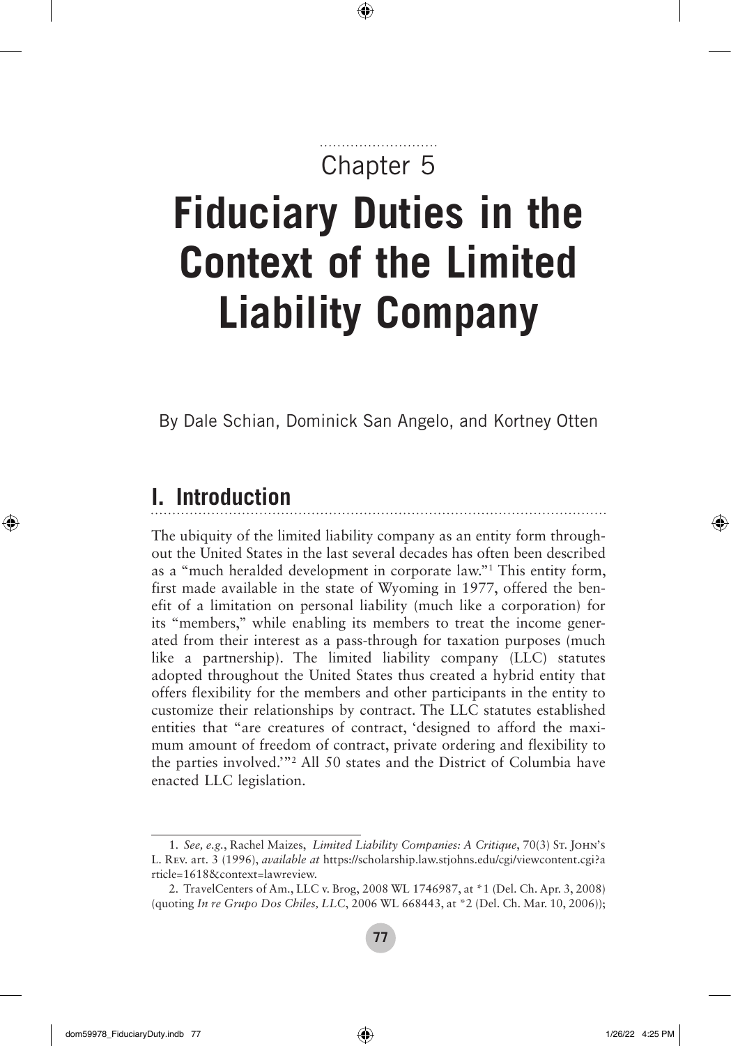Chapter 5

# Fiduciary Duties in the Context of the Limited Liability Company

By Dale Schian, Dominick San Angelo, and Kortney Otten

## I. Introduction

The ubiquity of the limited liability company as an entity form throughout the United States in the last several decades has often been described as a "much heralded development in corporate law."[1] This entity form, first made available in the state of Wyoming in 1977, offered the benefit of a limitation on personal liability (much like a corporation) for its "members," while enabling its members to treat the income generated from their interest as a pass-through for taxation purposes (much like a partnership). The limited liability company (LLC) statutes adopted throughout the United States thus created a hybrid entity that offers flexibility for the members and other participants in the entity to customize their relationships by contract. The LLC statutes established entities that "are creatures of contract, 'designed to afford the maximum amount of freedom of contract, private ordering and flexibility to the parties involved.'"[2] All 50 states and the District of Columbia have enacted LLC legislation.

---

1. *See, e.g.*, Rachel Maizes, *Limited Liability Companies: A Critique*, 70(3) St. John's L. Rev. art. 3 (1996), *available at* https://scholarship.law.stjohns.edu/cgi/viewcontent.cgi?article=1618&context=lawreview.

2. TravelCenters of Am., LLC v. Brog, 2008 WL 1746987, at *1 (Del. Ch. Apr. 3, 2008) (quoting *In re Grupo Dos Chiles, LLC*, 2006 WL 668443, at *2 (Del. Ch. Mar. 10, 2006));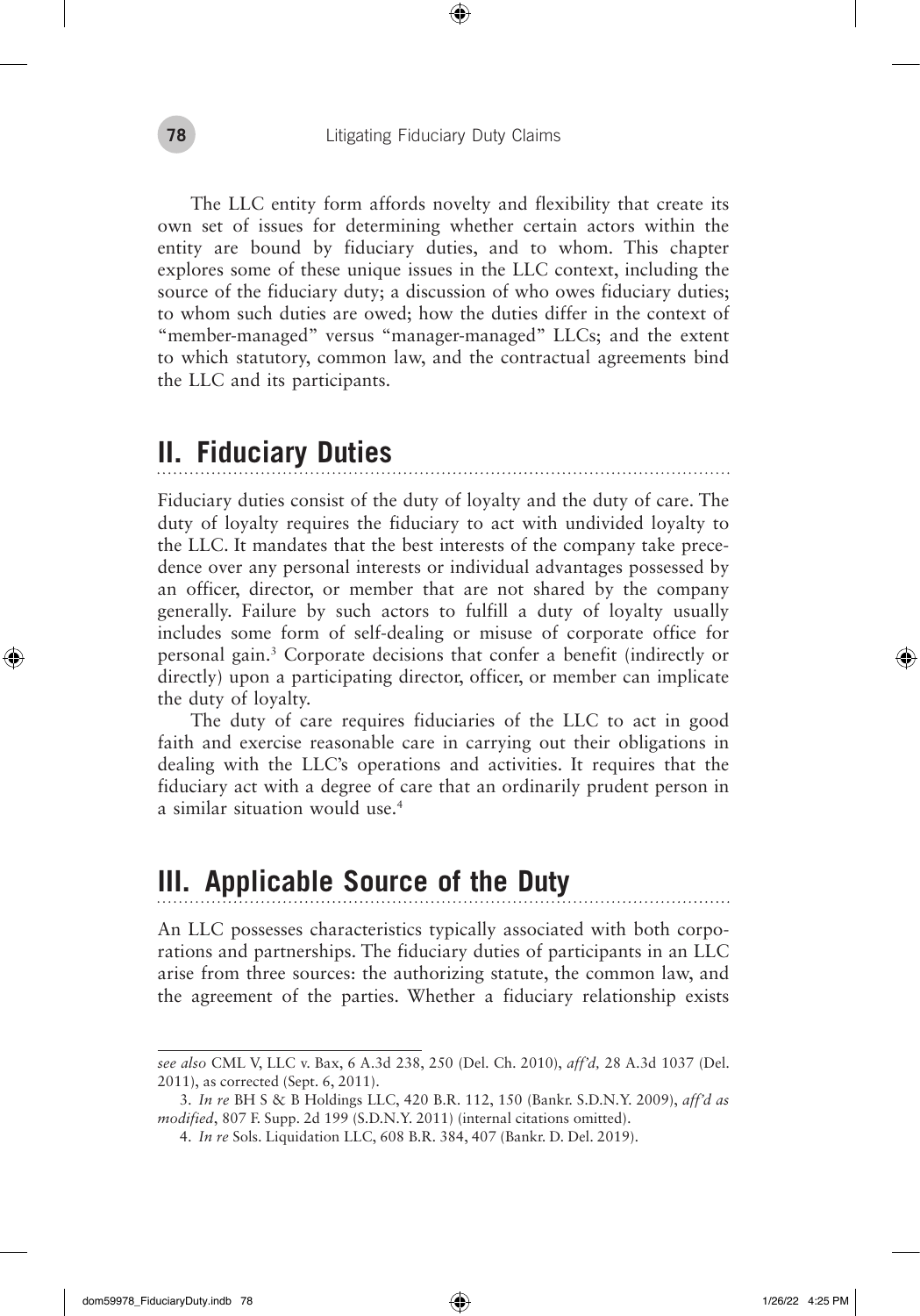The LLC entity form affords novelty and flexibility that create its own set of issues for determining whether certain actors within the entity are bound by fiduciary duties, and to whom. This chapter explores some of these unique issues in the LLC context, including the source of the fiduciary duty; a discussion of who owes fiduciary duties; to whom such duties are owed; how the duties differ in the context of "member-managed" versus "manager-managed" LLCs; and the extent to which statutory, common law, and the contractual agreements bind the LLC and its participants.

## II. Fiduciary Duties

Fiduciary duties consist of the duty of loyalty and the duty of care. The duty of loyalty requires the fiduciary to act with undivided loyalty to the LLC. It mandates that the best interests of the company take precedence over any personal interests or individual advantages possessed by an officer, director, or member that are not shared by the company generally. Failure by such actors to fulfill a duty of loyalty usually includes some form of self-dealing or misuse of corporate office for personal gain.[3] Corporate decisions that confer a benefit (indirectly or directly) upon a participating director, officer, or member can implicate the duty of loyalty.

The duty of care requires fiduciaries of the LLC to act in good faith and exercise reasonable care in carrying out their obligations in dealing with the LLC's operations and activities. It requires that the fiduciary act with a degree of care that an ordinarily prudent person in a similar situation would use.[4]

## III. Applicable Source of the Duty

An LLC possesses characteristics typically associated with both corporations and partnerships. The fiduciary duties of participants in an LLC arise from three sources: the authorizing statute, the common law, and the agreement of the parties. Whether a fiduciary relationship exists

---

*see also* CML V, LLC v. Bax, 6 A.3d 238, 250 (Del. Ch. 2010), *aff'd,* 28 A.3d 1037 (Del. 2011), as corrected (Sept. 6, 2011).

3. *In re* BH S & B Holdings LLC, 420 B.R. 112, 150 (Bankr. S.D.N.Y. 2009), *aff'd as modified*, 807 F. Supp. 2d 199 (S.D.N.Y. 2011) (internal citations omitted).

4. *In re* Sols. Liquidation LLC, 608 B.R. 384, 407 (Bankr. D. Del. 2019).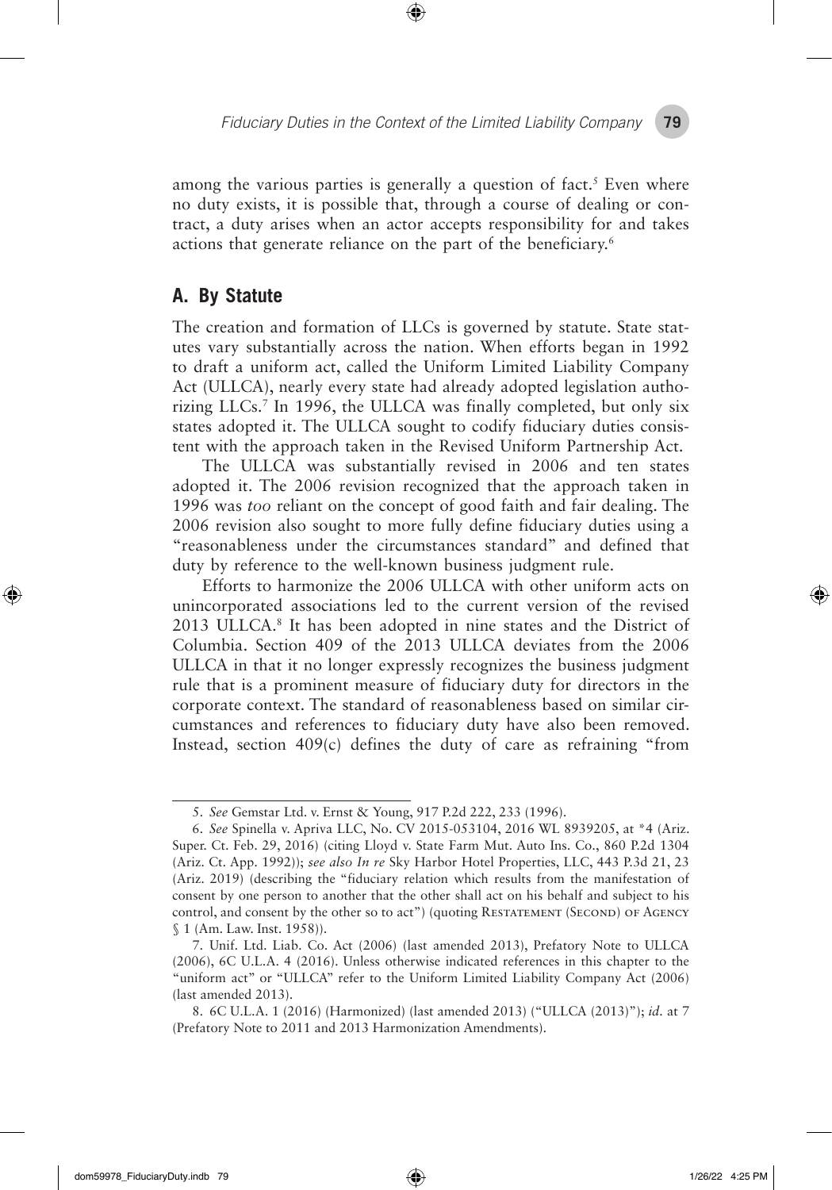among the various parties is generally a question of fact.[5] Even where no duty exists, it is possible that, through a course of dealing or contract, a duty arises when an actor accepts responsibility for and takes actions that generate reliance on the part of the beneficiary.[6]

## A. By Statute

The creation and formation of LLCs is governed by statute. State statutes vary substantially across the nation. When efforts began in 1992 to draft a uniform act, called the Uniform Limited Liability Company Act (ULLCA), nearly every state had already adopted legislation authorizing LLCs.[7] In 1996, the ULLCA was finally completed, but only six states adopted it. The ULLCA sought to codify fiduciary duties consistent with the approach taken in the Revised Uniform Partnership Act.

The ULLCA was substantially revised in 2006 and ten states adopted it. The 2006 revision recognized that the approach taken in 1996 was *too* reliant on the concept of good faith and fair dealing. The 2006 revision also sought to more fully define fiduciary duties using a "reasonableness under the circumstances standard" and defined that duty by reference to the well-known business judgment rule.

Efforts to harmonize the 2006 ULLCA with other uniform acts on unincorporated associations led to the current version of the revised 2013 ULLCA.[8] It has been adopted in nine states and the District of Columbia. Section 409 of the 2013 ULLCA deviates from the 2006 ULLCA in that it no longer expressly recognizes the business judgment rule that is a prominent measure of fiduciary duty for directors in the corporate context. The standard of reasonableness based on similar circumstances and references to fiduciary duty have also been removed. Instead, section 409(c) defines the duty of care as refraining "from

---

5. *See* Gemstar Ltd. v. Ernst & Young, 917 P.2d 222, 233 (1996).

6. *See* Spinella v. Apriva LLC, No. CV 2015-053104, 2016 WL 8939205, at *4 (Ariz. Super. Ct. Feb. 29, 2016) (citing Lloyd v. State Farm Mut. Auto Ins. Co., 860 P.2d 1304 (Ariz. Ct. App. 1992)); *see also In re* Sky Harbor Hotel Properties, LLC, 443 P.3d 21, 23 (Ariz. 2019) (describing the "fiduciary relation which results from the manifestation of consent by one person to another that the other shall act on his behalf and subject to his control, and consent by the other so to act") (quoting Restatement (Second) of Agency § 1 (Am. Law. Inst. 1958)).

7. Unif. Ltd. Liab. Co. Act (2006) (last amended 2013), Prefatory Note to ULLCA (2006), 6C U.L.A. 4 (2016). Unless otherwise indicated references in this chapter to the "uniform act" or "ULLCA" refer to the Uniform Limited Liability Company Act (2006) (last amended 2013).

8. 6C U.L.A. 1 (2016) (Harmonized) (last amended 2013) ("ULLCA (2013)"); *id.* at 7 (Prefatory Note to 2011 and 2013 Harmonization Amendments).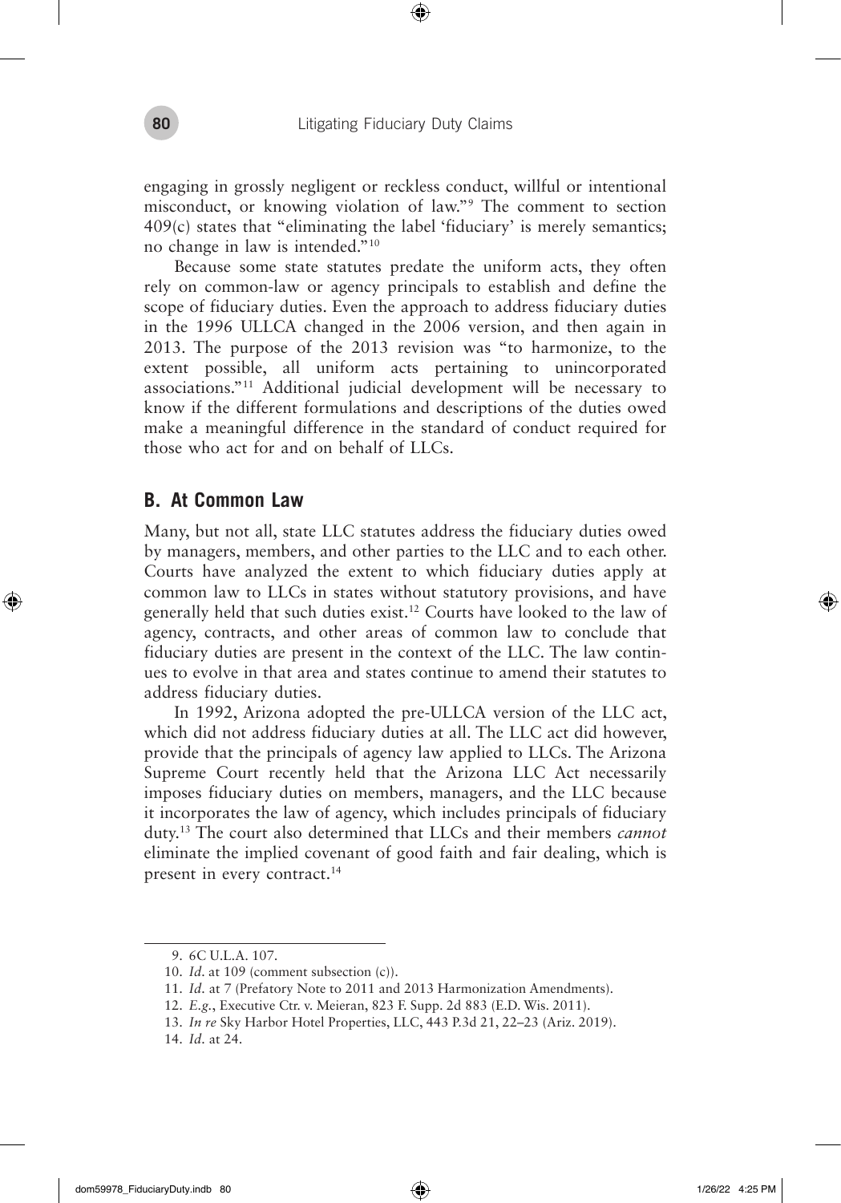engaging in grossly negligent or reckless conduct, willful or intentional misconduct, or knowing violation of law."[9] The comment to section 409(c) states that "eliminating the label 'fiduciary' is merely semantics; no change in law is intended."[10]

Because some state statutes predate the uniform acts, they often rely on common-law or agency principals to establish and define the scope of fiduciary duties. Even the approach to address fiduciary duties in the 1996 ULLCA changed in the 2006 version, and then again in 2013. The purpose of the 2013 revision was "to harmonize, to the extent possible, all uniform acts pertaining to unincorporated associations."[11] Additional judicial development will be necessary to know if the different formulations and descriptions of the duties owed make a meaningful difference in the standard of conduct required for those who act for and on behalf of LLCs.

## B. At Common Law

Many, but not all, state LLC statutes address the fiduciary duties owed by managers, members, and other parties to the LLC and to each other. Courts have analyzed the extent to which fiduciary duties apply at common law to LLCs in states without statutory provisions, and have generally held that such duties exist.[12] Courts have looked to the law of agency, contracts, and other areas of common law to conclude that fiduciary duties are present in the context of the LLC. The law continues to evolve in that area and states continue to amend their statutes to address fiduciary duties.

In 1992, Arizona adopted the pre-ULLCA version of the LLC act, which did not address fiduciary duties at all. The LLC act did however, provide that the principals of agency law applied to LLCs. The Arizona Supreme Court recently held that the Arizona LLC Act necessarily imposes fiduciary duties on members, managers, and the LLC because it incorporates the law of agency, which includes principals of fiduciary duty.[13] The court also determined that LLCs and their members *cannot* eliminate the implied covenant of good faith and fair dealing, which is present in every contract.[14]

---

9. 6C U.L.A. 107.
10. *Id*. at 109 (comment subsection (c)).
11. *Id*. at 7 (Prefatory Note to 2011 and 2013 Harmonization Amendments).
12. *E.g.*, Executive Ctr. v. Meieran, 823 F. Supp. 2d 883 (E.D. Wis. 2011).
13. *In re* Sky Harbor Hotel Properties, LLC, 443 P.3d 21, 22–23 (Ariz. 2019).
14. *Id*. at 24.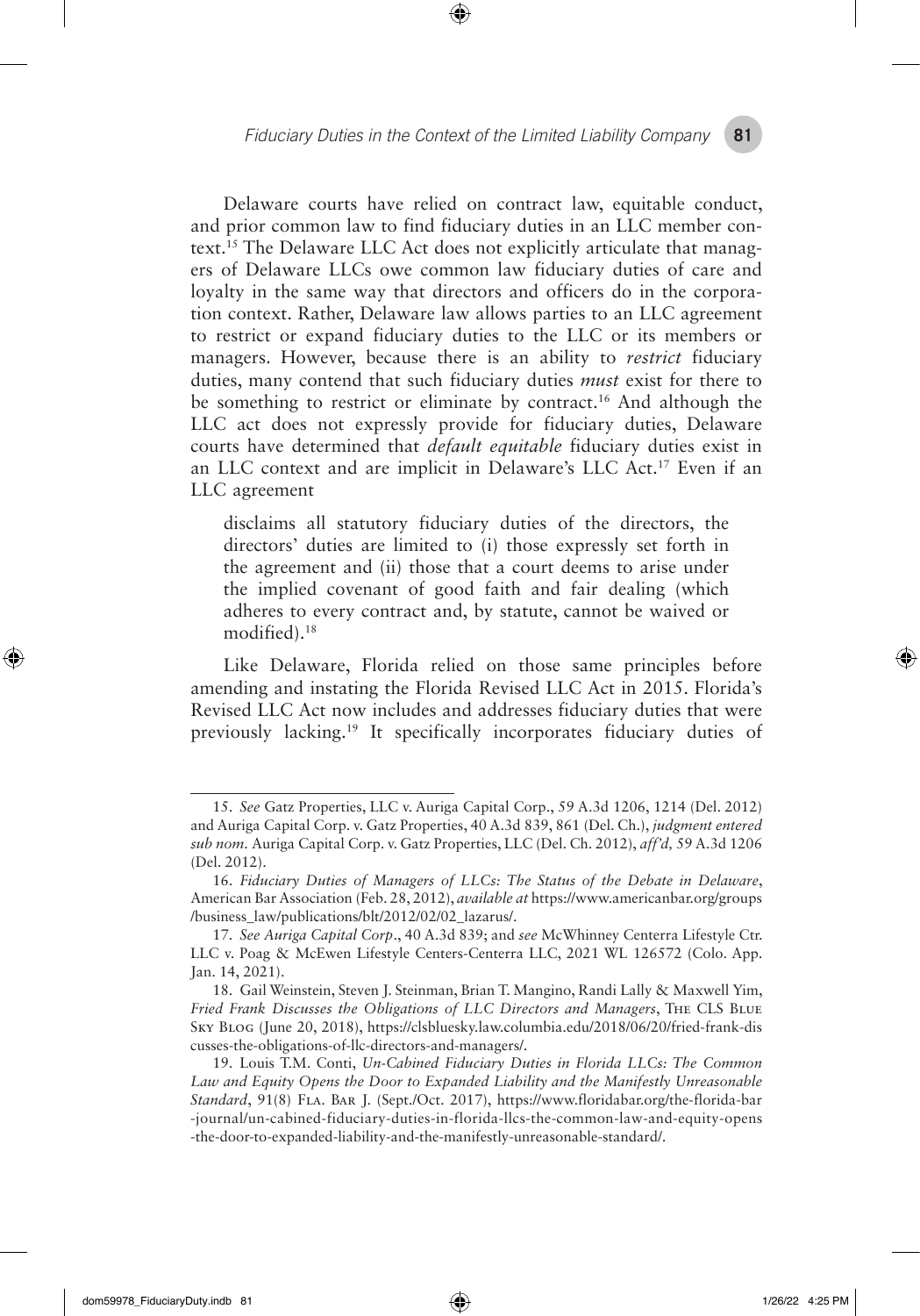Delaware courts have relied on contract law, equitable conduct, and prior common law to find fiduciary duties in an LLC member context.[15] The Delaware LLC Act does not explicitly articulate that managers of Delaware LLCs owe common law fiduciary duties of care and loyalty in the same way that directors and officers do in the corporation context. Rather, Delaware law allows parties to an LLC agreement to restrict or expand fiduciary duties to the LLC or its members or managers. However, because there is an ability to *restrict* fiduciary duties, many contend that such fiduciary duties *must* exist for there to be something to restrict or eliminate by contract.[16] And although the LLC act does not expressly provide for fiduciary duties, Delaware courts have determined that *default equitable* fiduciary duties exist in an LLC context and are implicit in Delaware's LLC Act.[17] Even if an LLC agreement

> disclaims all statutory fiduciary duties of the directors, the directors' duties are limited to (i) those expressly set forth in the agreement and (ii) those that a court deems to arise under the implied covenant of good faith and fair dealing (which adheres to every contract and, by statute, cannot be waived or modified).[18]

Like Delaware, Florida relied on those same principles before amending and instating the Florida Revised LLC Act in 2015. Florida's Revised LLC Act now includes and addresses fiduciary duties that were previously lacking.[19] It specifically incorporates fiduciary duties of

---

15. *See* Gatz Properties, LLC v. Auriga Capital Corp., 59 A.3d 1206, 1214 (Del. 2012) and Auriga Capital Corp. v. Gatz Properties, 40 A.3d 839, 861 (Del. Ch.), *judgment entered sub nom.* Auriga Capital Corp. v. Gatz Properties, LLC (Del. Ch. 2012), *aff'd,* 59 A.3d 1206 (Del. 2012).

16. *Fiduciary Duties of Managers of LLCs: The Status of the Debate in Delaware*, American Bar Association (Feb. 28, 2012), *available at* https://www.americanbar.org/groups/business_law/publications/blt/2012/02/02_lazarus/.

17. *See Auriga Capital Corp*., 40 A.3d 839; and *see* McWhinney Centerra Lifestyle Ctr. LLC v. Poag & McEwen Lifestyle Centers-Centerra LLC, 2021 WL 126572 (Colo. App. Jan. 14, 2021).

18. Gail Weinstein, Steven J. Steinman, Brian T. Mangino, Randi Lally & Maxwell Yim, *Fried Frank Discusses the Obligations of LLC Directors and Managers*, The CLS Blue Sky Blog (June 20, 2018), https://clsbluesky.law.columbia.edu/2018/06/20/fried-frank-discusses-the-obligations-of-llc-directors-and-managers/.

19. Louis T.M. Conti, *Un-Cabined Fiduciary Duties in Florida LLCs: The Common Law and Equity Opens the Door to Expanded Liability and the Manifestly Unreasonable Standard*, 91(8) Fla. Bar J. (Sept./Oct. 2017), https://www.floridabar.org/the-florida-bar-journal/un-cabined-fiduciary-duties-in-florida-llcs-the-common-law-and-equity-opens-the-door-to-expanded-liability-and-the-manifestly-unreasonable-standard/.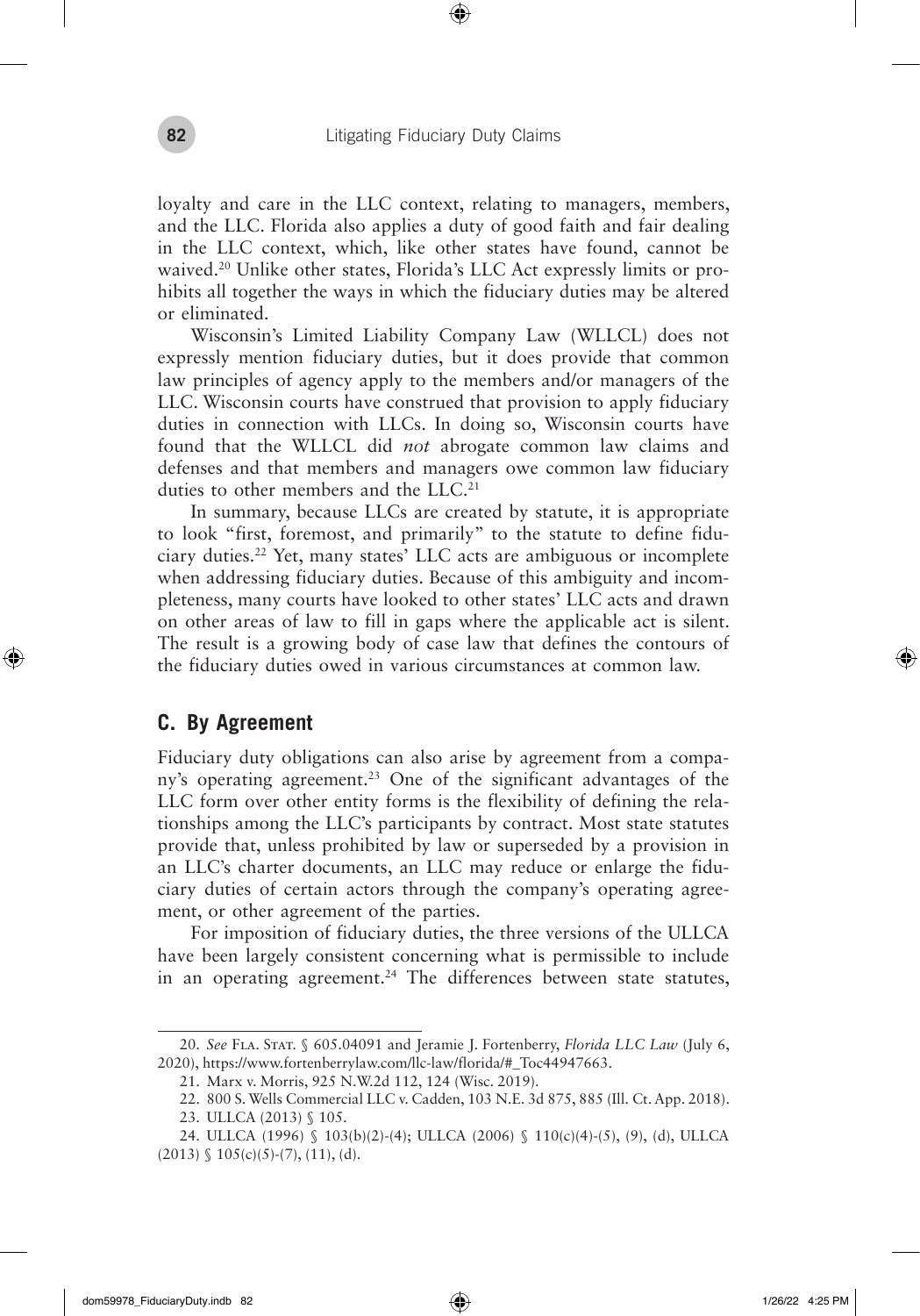loyalty and care in the LLC context, relating to managers, members, and the LLC. Florida also applies a duty of good faith and fair dealing in the LLC context, which, like other states have found, cannot be waived.[20] Unlike other states, Florida's LLC Act expressly limits or prohibits all together the ways in which the fiduciary duties may be altered or eliminated.

Wisconsin's Limited Liability Company Law (WLLCL) does not expressly mention fiduciary duties, but it does provide that common law principles of agency apply to the members and/or managers of the LLC. Wisconsin courts have construed that provision to apply fiduciary duties in connection with LLCs. In doing so, Wisconsin courts have found that the WLLCL did *not* abrogate common law claims and defenses and that members and managers owe common law fiduciary duties to other members and the LLC.[21]

In summary, because LLCs are created by statute, it is appropriate to look "first, foremost, and primarily" to the statute to define fiduciary duties.[22] Yet, many states' LLC acts are ambiguous or incomplete when addressing fiduciary duties. Because of this ambiguity and incompleteness, many courts have looked to other states' LLC acts and drawn on other areas of law to fill in gaps where the applicable act is silent. The result is a growing body of case law that defines the contours of the fiduciary duties owed in various circumstances at common law.

## C. By Agreement

Fiduciary duty obligations can also arise by agreement from a company's operating agreement.[23] One of the significant advantages of the LLC form over other entity forms is the flexibility of defining the relationships among the LLC's participants by contract. Most state statutes provide that, unless prohibited by law or superseded by a provision in an LLC's charter documents, an LLC may reduce or enlarge the fiduciary duties of certain actors through the company's operating agreement, or other agreement of the parties.

For imposition of fiduciary duties, the three versions of the ULLCA have been largely consistent concerning what is permissible to include in an operating agreement.[24] The differences between state statutes,

---

20. *See* Fla. Stat. § 605.04091 and Jeramie J. Fortenberry, *Florida LLC Law* (July 6, 2020), https://www.fortenberrylaw.com/llc-law/florida/#_Toc44947663.

21. Marx v. Morris, 925 N.W.2d 112, 124 (Wisc. 2019).

22. 800 S. Wells Commercial LLC v. Cadden, 103 N.E. 3d 875, 885 (Ill. Ct. App. 2018).

23. ULLCA (2013) § 105.

24. ULLCA (1996) § 103(b)(2)-(4); ULLCA (2006) § 110(c)(4)-(5), (9), (d), ULLCA (2013) § 105(c)(5)-(7), (11), (d).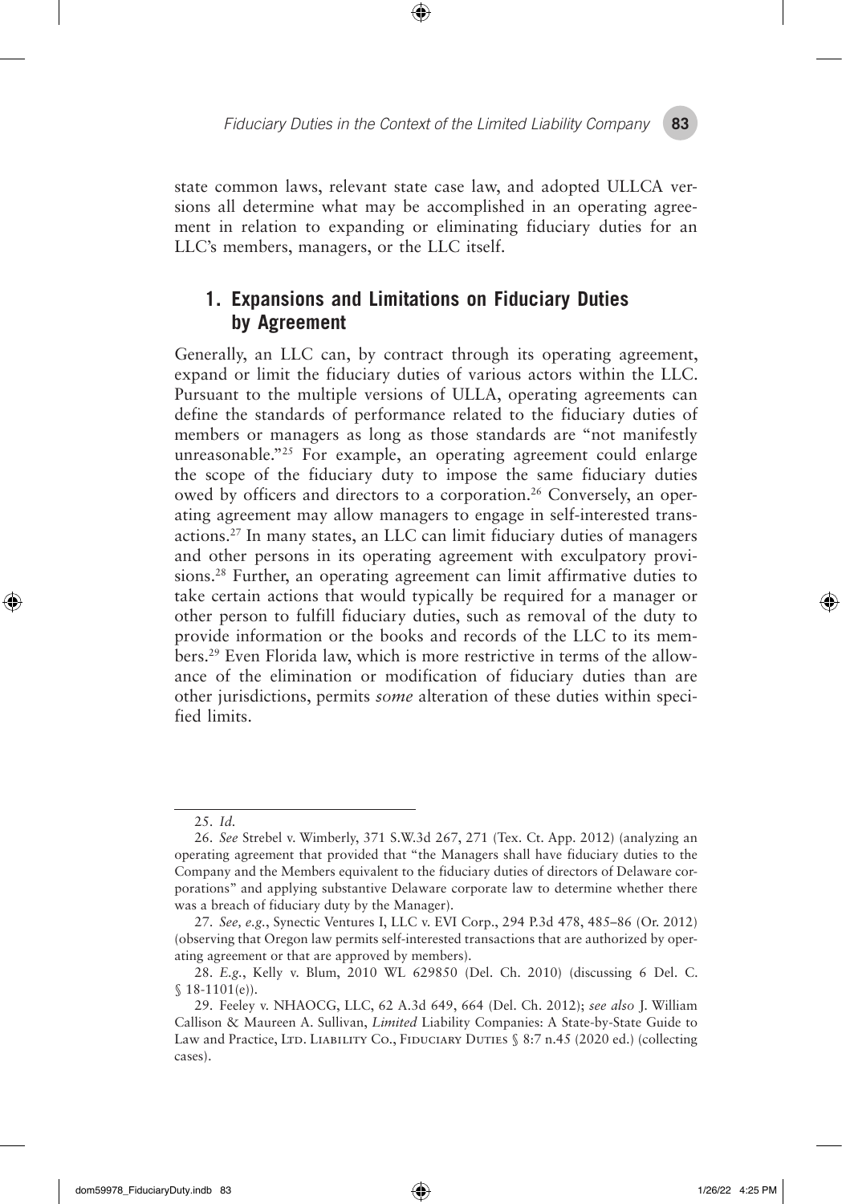state common laws, relevant state case law, and adopted ULLCA versions all determine what may be accomplished in an operating agreement in relation to expanding or eliminating fiduciary duties for an LLC's members, managers, or the LLC itself.

## 1. Expansions and Limitations on Fiduciary Duties by Agreement

Generally, an LLC can, by contract through its operating agreement, expand or limit the fiduciary duties of various actors within the LLC. Pursuant to the multiple versions of ULLA, operating agreements can define the standards of performance related to the fiduciary duties of members or managers as long as those standards are "not manifestly unreasonable."[25] For example, an operating agreement could enlarge the scope of the fiduciary duty to impose the same fiduciary duties owed by officers and directors to a corporation.[26] Conversely, an operating agreement may allow managers to engage in self-interested transactions.[27] In many states, an LLC can limit fiduciary duties of managers and other persons in its operating agreement with exculpatory provisions.[28] Further, an operating agreement can limit affirmative duties to take certain actions that would typically be required for a manager or other person to fulfill fiduciary duties, such as removal of the duty to provide information or the books and records of the LLC to its members.[29] Even Florida law, which is more restrictive in terms of the allowance of the elimination or modification of fiduciary duties than are other jurisdictions, permits *some* alteration of these duties within specified limits.

---

25. *Id.*

26. *See* Strebel v. Wimberly, 371 S.W.3d 267, 271 (Tex. Ct. App. 2012) (analyzing an operating agreement that provided that "the Managers shall have fiduciary duties to the Company and the Members equivalent to the fiduciary duties of directors of Delaware corporations" and applying substantive Delaware corporate law to determine whether there was a breach of fiduciary duty by the Manager).

27. *See, e.g.*, Synectic Ventures I, LLC v. EVI Corp., 294 P.3d 478, 485–86 (Or. 2012) (observing that Oregon law permits self-interested transactions that are authorized by operating agreement or that are approved by members).

28. *E.g.*, Kelly v. Blum, 2010 WL 629850 (Del. Ch. 2010) (discussing 6 Del. C. § 18-1101(e)).

29. Feeley v. NHAOCG, LLC, 62 A.3d 649, 664 (Del. Ch. 2012); *see also* J. William Callison & Maureen A. Sullivan, *Limited* Liability Companies: A State-by-State Guide to Law and Practice, Ltd. Liability Co., Fiduciary Duties § 8:7 n.45 (2020 ed.) (collecting cases).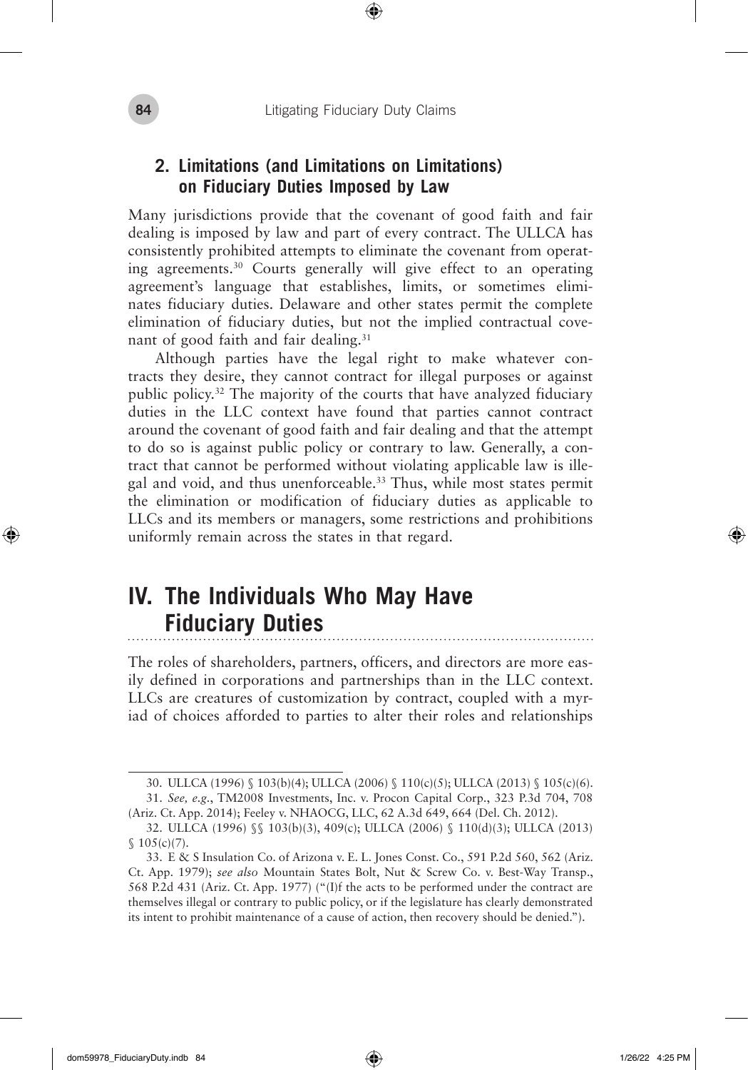### 2. Limitations (and Limitations on Limitations) on Fiduciary Duties Imposed by Law

Many jurisdictions provide that the covenant of good faith and fair dealing is imposed by law and part of every contract. The ULLCA has consistently prohibited attempts to eliminate the covenant from operating agreements.[30] Courts generally will give effect to an operating agreement's language that establishes, limits, or sometimes eliminates fiduciary duties. Delaware and other states permit the complete elimination of fiduciary duties, but not the implied contractual covenant of good faith and fair dealing.[31]

Although parties have the legal right to make whatever contracts they desire, they cannot contract for illegal purposes or against public policy.[32] The majority of the courts that have analyzed fiduciary duties in the LLC context have found that parties cannot contract around the covenant of good faith and fair dealing and that the attempt to do so is against public policy or contrary to law. Generally, a contract that cannot be performed without violating applicable law is illegal and void, and thus unenforceable.[33] Thus, while most states permit the elimination or modification of fiduciary duties as applicable to LLCs and its members or managers, some restrictions and prohibitions uniformly remain across the states in that regard.

## IV. The Individuals Who May Have Fiduciary Duties

The roles of shareholders, partners, officers, and directors are more easily defined in corporations and partnerships than in the LLC context. LLCs are creatures of customization by contract, coupled with a myriad of choices afforded to parties to alter their roles and relationships

---

30. ULLCA (1996) § 103(b)(4); ULLCA (2006) § 110(c)(5); ULLCA (2013) § 105(c)(6).

31. *See, e.g.*, TM2008 Investments, Inc. v. Procon Capital Corp., 323 P.3d 704, 708 (Ariz. Ct. App. 2014); Feeley v. NHAOCG, LLC, 62 A.3d 649, 664 (Del. Ch. 2012).

32. ULLCA (1996) §§ 103(b)(3), 409(c); ULLCA (2006) § 110(d)(3); ULLCA (2013) § 105(c)(7).

33. E & S Insulation Co. of Arizona v. E. L. Jones Const. Co., 591 P.2d 560, 562 (Ariz. Ct. App. 1979); *see also* Mountain States Bolt, Nut & Screw Co. v. Best-Way Transp., 568 P.2d 431 (Ariz. Ct. App. 1977) ("(I)f the acts to be performed under the contract are themselves illegal or contrary to public policy, or if the legislature has clearly demonstrated its intent to prohibit maintenance of a cause of action, then recovery should be denied.").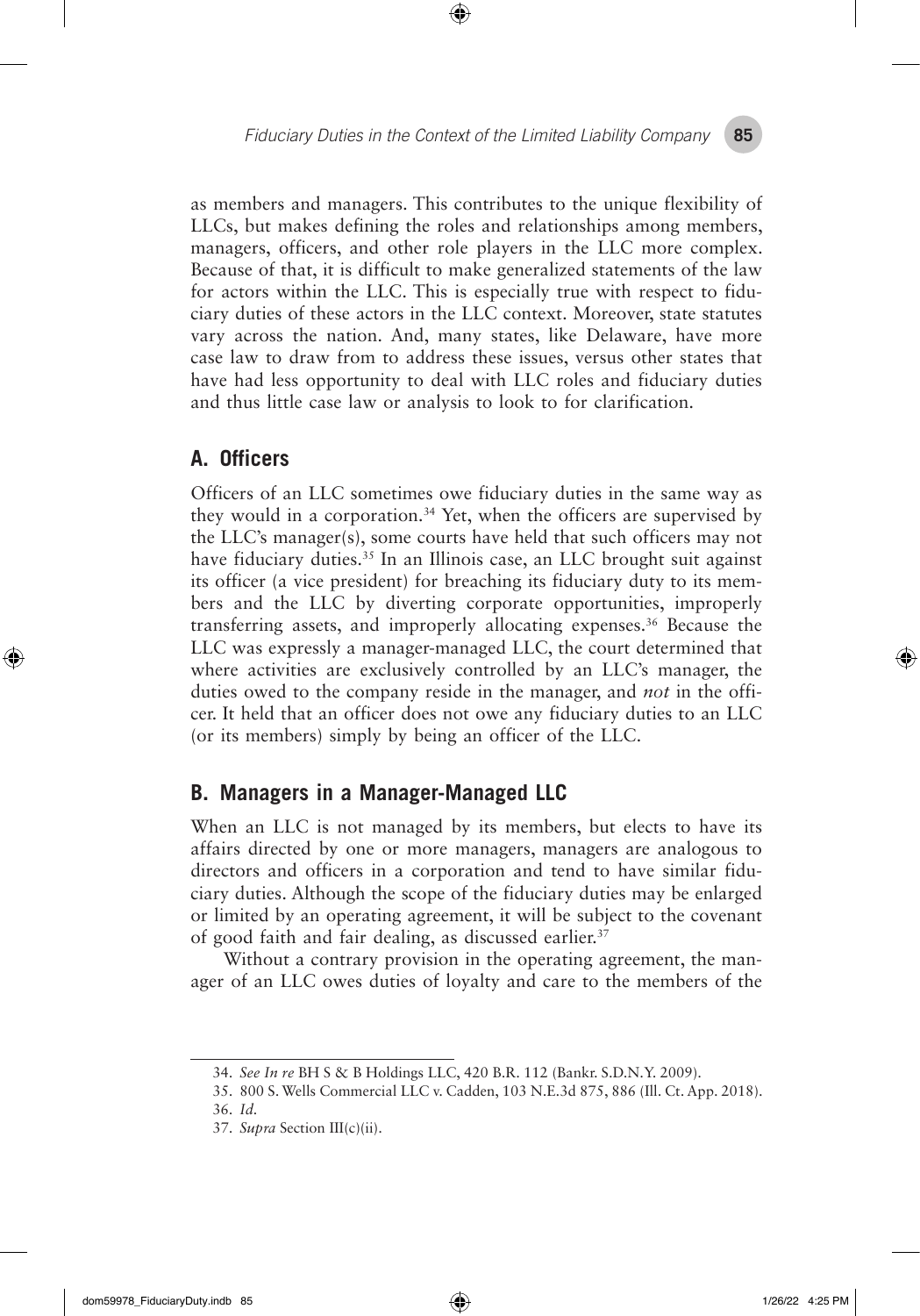as members and managers. This contributes to the unique flexibility of LLCs, but makes defining the roles and relationships among members, managers, officers, and other role players in the LLC more complex. Because of that, it is difficult to make generalized statements of the law for actors within the LLC. This is especially true with respect to fiduciary duties of these actors in the LLC context. Moreover, state statutes vary across the nation. And, many states, like Delaware, have more case law to draw from to address these issues, versus other states that have had less opportunity to deal with LLC roles and fiduciary duties and thus little case law or analysis to look to for clarification.

## A. Officers

Officers of an LLC sometimes owe fiduciary duties in the same way as they would in a corporation.[34] Yet, when the officers are supervised by the LLC's manager(s), some courts have held that such officers may not have fiduciary duties.[35] In an Illinois case, an LLC brought suit against its officer (a vice president) for breaching its fiduciary duty to its members and the LLC by diverting corporate opportunities, improperly transferring assets, and improperly allocating expenses.[36] Because the LLC was expressly a manager-managed LLC, the court determined that where activities are exclusively controlled by an LLC's manager, the duties owed to the company reside in the manager, and *not* in the officer. It held that an officer does not owe any fiduciary duties to an LLC (or its members) simply by being an officer of the LLC.

## B. Managers in a Manager-Managed LLC

When an LLC is not managed by its members, but elects to have its affairs directed by one or more managers, managers are analogous to directors and officers in a corporation and tend to have similar fiduciary duties. Although the scope of the fiduciary duties may be enlarged or limited by an operating agreement, it will be subject to the covenant of good faith and fair dealing, as discussed earlier.[37]

Without a contrary provision in the operating agreement, the manager of an LLC owes duties of loyalty and care to the members of the

---

34. *See In re* BH S & B Holdings LLC, 420 B.R. 112 (Bankr. S.D.N.Y. 2009).

35. 800 S. Wells Commercial LLC v. Cadden, 103 N.E.3d 875, 886 (Ill. Ct. App. 2018).

36. *Id.*

37. *Supra* Section III(c)(ii).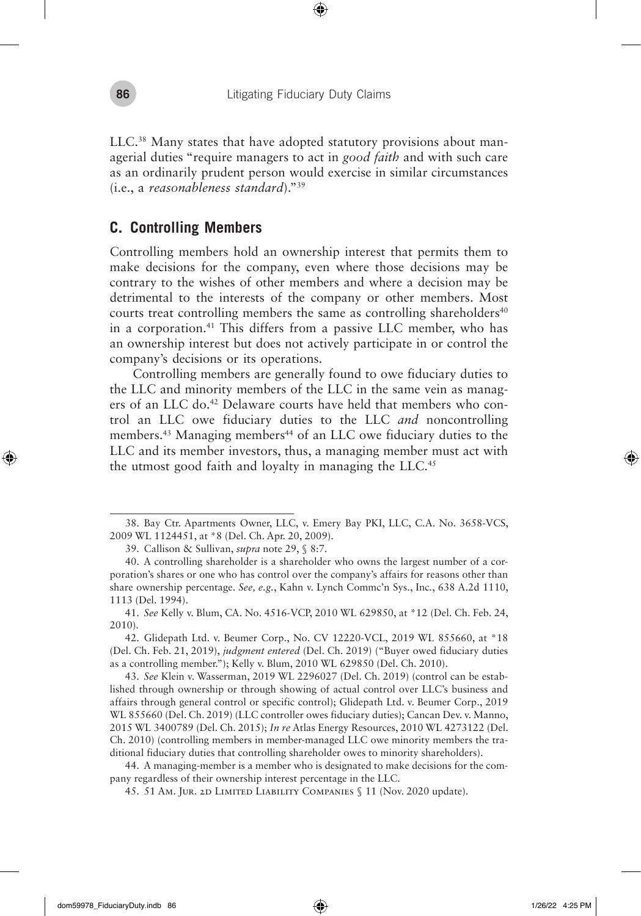LLC.[38] Many states that have adopted statutory provisions about managerial duties "require managers to act in *good faith* and with such care as an ordinarily prudent person would exercise in similar circumstances (i.e., a *reasonableness standard*)."[39]

## C. Controlling Members

Controlling members hold an ownership interest that permits them to make decisions for the company, even where those decisions may be contrary to the wishes of other members and where a decision may be detrimental to the interests of the company or other members. Most courts treat controlling members the same as controlling shareholders[40] in a corporation.[41] This differs from a passive LLC member, who has an ownership interest but does not actively participate in or control the company's decisions or its operations.

Controlling members are generally found to owe fiduciary duties to the LLC and minority members of the LLC in the same vein as managers of an LLC do.[42] Delaware courts have held that members who control an LLC owe fiduciary duties to the LLC *and* noncontrolling members.[43] Managing members[44] of an LLC owe fiduciary duties to the LLC and its member investors, thus, a managing member must act with the utmost good faith and loyalty in managing the LLC.[45]

---

38. Bay Ctr. Apartments Owner, LLC, v. Emery Bay PKI, LLC, C.A. No. 3658-VCS, 2009 WL 1124451, at *8 (Del. Ch. Apr. 20, 2009).

39. Callison & Sullivan, *supra* note 29, § 8:7.

40. A controlling shareholder is a shareholder who owns the largest number of a corporation's shares or one who has control over the company's affairs for reasons other than share ownership percentage. *See, e.g.*, Kahn v. Lynch Commc'n Sys., Inc., 638 A.2d 1110, 1113 (Del. 1994).

41. *See* Kelly v. Blum, CA. No. 4516-VCP, 2010 WL 629850, at *12 (Del. Ch. Feb. 24, 2010).

42. Glidepath Ltd. v. Beumer Corp., No. CV 12220-VCL, 2019 WL 855660, at *18 (Del. Ch. Feb. 21, 2019), *judgment entered* (Del. Ch. 2019) ("Buyer owed fiduciary duties as a controlling member."); Kelly v. Blum, 2010 WL 629850 (Del. Ch. 2010).

43. *See* Klein v. Wasserman, 2019 WL 2296027 (Del. Ch. 2019) (control can be established through ownership or through showing of actual control over LLC's business and affairs through general control or specific control); Glidepath Ltd. v. Beumer Corp., 2019 WL 855660 (Del. Ch. 2019) (LLC controller owes fiduciary duties); Cancan Dev. v. Manno, 2015 WL 3400789 (Del. Ch. 2015); *In re* Atlas Energy Resources, 2010 WL 4273122 (Del. Ch. 2010) (controlling members in member-managed LLC owe minority members the traditional fiduciary duties that controlling shareholder owes to minority shareholders).

44. A managing-member is a member who is designated to make decisions for the company regardless of their ownership interest percentage in the LLC.

45. 51 Am. Jur. 2d Limited Liability Companies § 11 (Nov. 2020 update).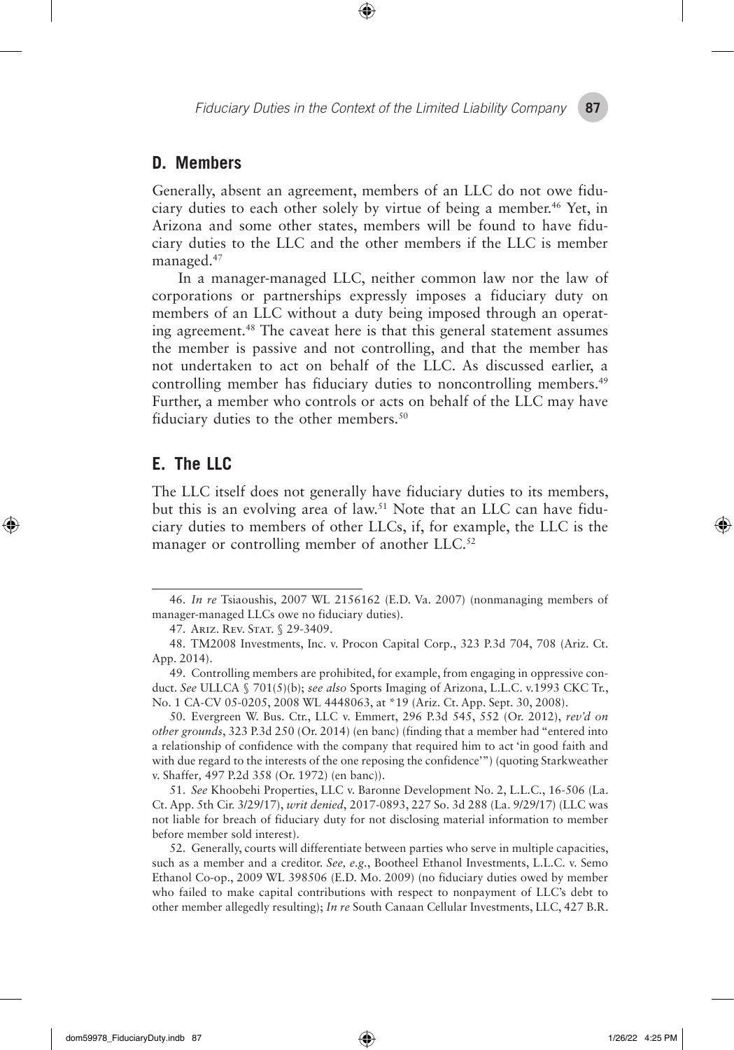## D. Members

Generally, absent an agreement, members of an LLC do not owe fiduciary duties to each other solely by virtue of being a member.[46] Yet, in Arizona and some other states, members will be found to have fiduciary duties to the LLC and the other members if the LLC is member managed.[47]

In a manager-managed LLC, neither common law nor the law of corporations or partnerships expressly imposes a fiduciary duty on members of an LLC without a duty being imposed through an operating agreement.[48] The caveat here is that this general statement assumes the member is passive and not controlling, and that the member has not undertaken to act on behalf of the LLC. As discussed earlier, a controlling member has fiduciary duties to noncontrolling members.[49] Further, a member who controls or acts on behalf of the LLC may have fiduciary duties to the other members.[50]

## E. The LLC

The LLC itself does not generally have fiduciary duties to its members, but this is an evolving area of law.[51] Note that an LLC can have fiduciary duties to members of other LLCs, if, for example, the LLC is the manager or controlling member of another LLC.[52]

---

46. *In re* Tsiaoushis, 2007 WL 2156162 (E.D. Va. 2007) (nonmanaging members of manager-managed LLCs owe no fiduciary duties).

47. Ariz. Rev. Stat. § 29-3409.

48. TM2008 Investments, Inc. v. Procon Capital Corp., 323 P.3d 704, 708 (Ariz. Ct. App. 2014).

49. Controlling members are prohibited, for example, from engaging in oppressive conduct. *See* ULLCA § 701(5)(b); *see also* Sports Imaging of Arizona, L.L.C. v.1993 CKC Tr., No. 1 CA-CV 05-0205, 2008 WL 4448063, at *19 (Ariz. Ct. App. Sept. 30, 2008).

50. Evergreen W. Bus. Ctr., LLC v. Emmert, 296 P.3d 545, 552 (Or. 2012), *rev'd on other grounds*, 323 P.3d 250 (Or. 2014) (en banc) (finding that a member had "entered into a relationship of confidence with the company that required him to act 'in good faith and with due regard to the interests of the one reposing the confidence'") (quoting Starkweather v. Shaffer, 497 P.2d 358 (Or. 1972) (en banc)).

51. *See* Khoobehi Properties, LLC v. Baronne Development No. 2, L.L.C., 16-506 (La. Ct. App. 5th Cir. 3/29/17), *writ denied*, 2017-0893, 227 So. 3d 288 (La. 9/29/17) (LLC was not liable for breach of fiduciary duty for not disclosing material information to member before member sold interest).

52. Generally, courts will differentiate between parties who serve in multiple capacities, such as a member and a creditor. *See, e.g.*, Bootheel Ethanol Investments, L.L.C. v. Semo Ethanol Co-op., 2009 WL 398506 (E.D. Mo. 2009) (no fiduciary duties owed by member who failed to make capital contributions with respect to nonpayment of LLC's debt to other member allegedly resulting); *In re* South Canaan Cellular Investments, LLC, 427 B.R.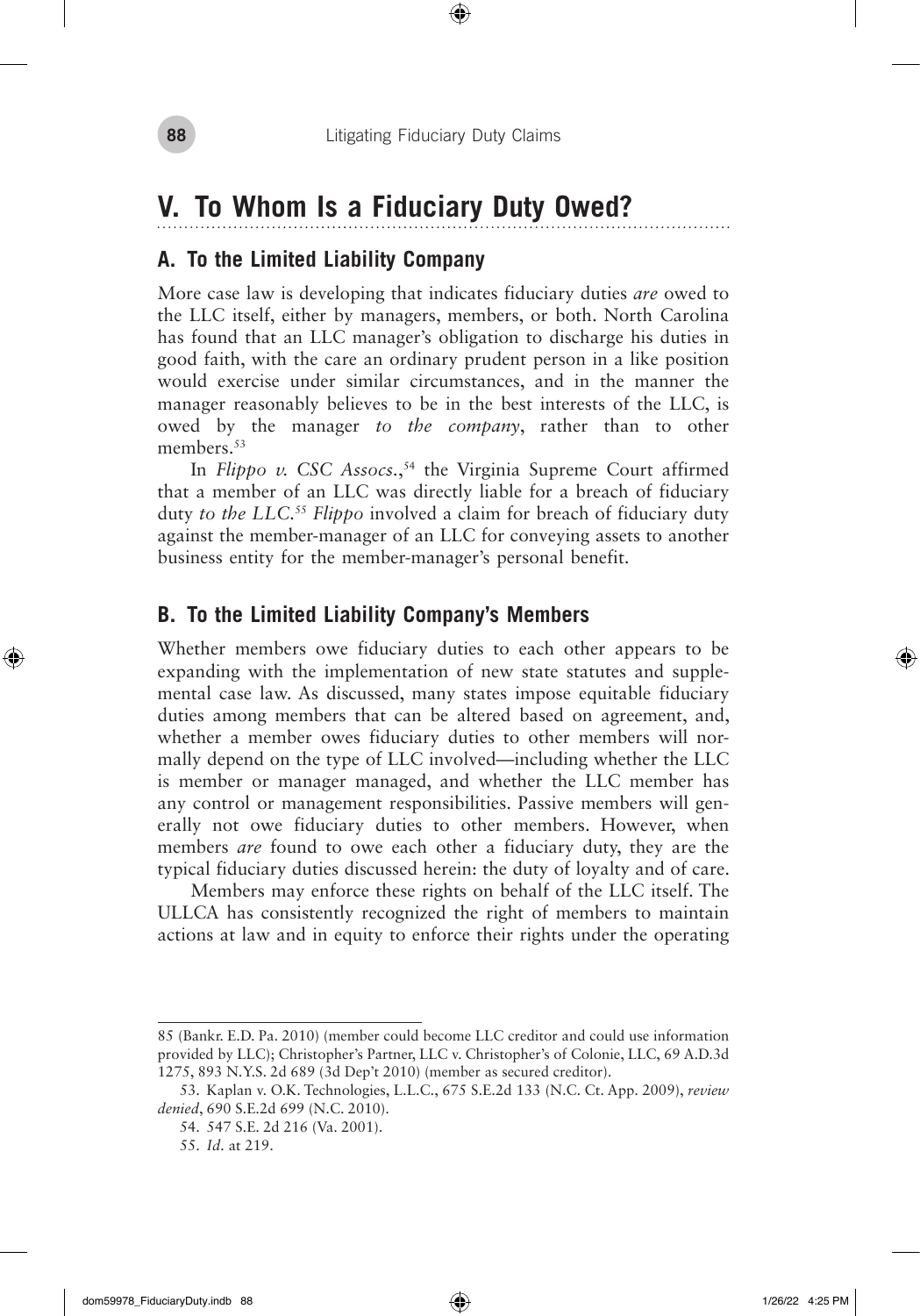## V. To Whom Is a Fiduciary Duty Owed?

### A. To the Limited Liability Company

More case law is developing that indicates fiduciary duties *are* owed to the LLC itself, either by managers, members, or both. North Carolina has found that an LLC manager's obligation to discharge his duties in good faith, with the care an ordinary prudent person in a like position would exercise under similar circumstances, and in the manner the manager reasonably believes to be in the best interests of the LLC, is owed by the manager *to the company*, rather than to other members.[53]

In *Flippo v. CSC Assocs.*,[54] the Virginia Supreme Court affirmed that a member of an LLC was directly liable for a breach of fiduciary duty *to the LLC*.[55] *Flippo* involved a claim for breach of fiduciary duty against the member-manager of an LLC for conveying assets to another business entity for the member-manager's personal benefit.

### B. To the Limited Liability Company's Members

Whether members owe fiduciary duties to each other appears to be expanding with the implementation of new state statutes and supplemental case law. As discussed, many states impose equitable fiduciary duties among members that can be altered based on agreement, and, whether a member owes fiduciary duties to other members will normally depend on the type of LLC involved—including whether the LLC is member or manager managed, and whether the LLC member has any control or management responsibilities. Passive members will generally not owe fiduciary duties to other members. However, when members *are* found to owe each other a fiduciary duty, they are the typical fiduciary duties discussed herein: the duty of loyalty and of care.

Members may enforce these rights on behalf of the LLC itself. The ULLCA has consistently recognized the right of members to maintain actions at law and in equity to enforce their rights under the operating

---

85 (Bankr. E.D. Pa. 2010) (member could become LLC creditor and could use information provided by LLC); Christopher's Partner, LLC v. Christopher's of Colonie, LLC, 69 A.D.3d 1275, 893 N.Y.S. 2d 689 (3d Dep't 2010) (member as secured creditor).

53. Kaplan v. O.K. Technologies, L.L.C., 675 S.E.2d 133 (N.C. Ct. App. 2009), *review denied*, 690 S.E.2d 699 (N.C. 2010).

54. 547 S.E. 2d 216 (Va. 2001).

55. *Id.* at 219.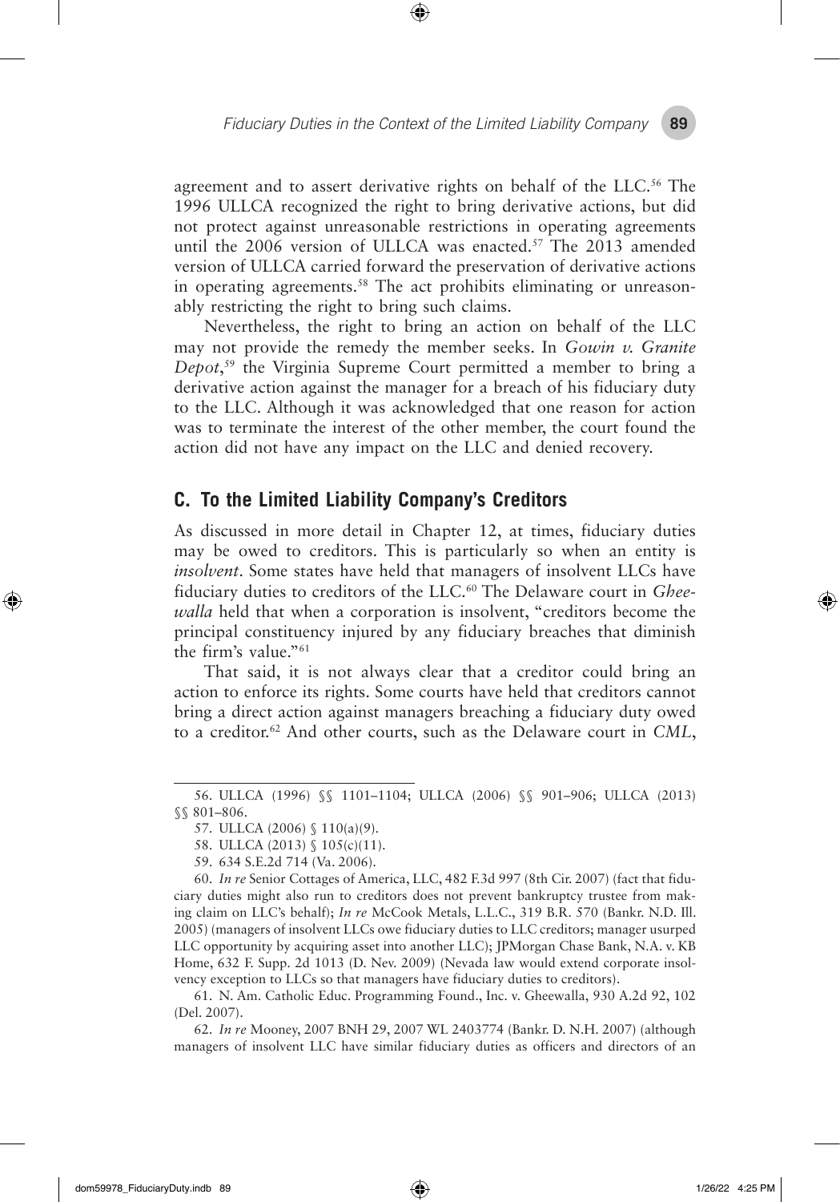agreement and to assert derivative rights on behalf of the LLC.[56] The 1996 ULLCA recognized the right to bring derivative actions, but did not protect against unreasonable restrictions in operating agreements until the 2006 version of ULLCA was enacted.[57] The 2013 amended version of ULLCA carried forward the preservation of derivative actions in operating agreements.[58] The act prohibits eliminating or unreasonably restricting the right to bring such claims.

Nevertheless, the right to bring an action on behalf of the LLC may not provide the remedy the member seeks. In *Gowin v. Granite Depot*,[59] the Virginia Supreme Court permitted a member to bring a derivative action against the manager for a breach of his fiduciary duty to the LLC. Although it was acknowledged that one reason for action was to terminate the interest of the other member, the court found the action did not have any impact on the LLC and denied recovery.

## C. To the Limited Liability Company's Creditors

As discussed in more detail in Chapter 12, at times, fiduciary duties may be owed to creditors. This is particularly so when an entity is *insolvent*. Some states have held that managers of insolvent LLCs have fiduciary duties to creditors of the LLC.[60] The Delaware court in *Gheewalla* held that when a corporation is insolvent, "creditors become the principal constituency injured by any fiduciary breaches that diminish the firm's value."[61]

That said, it is not always clear that a creditor could bring an action to enforce its rights. Some courts have held that creditors cannot bring a direct action against managers breaching a fiduciary duty owed to a creditor.[62] And other courts, such as the Delaware court in *CML*,

---

56. ULLCA (1996) §§ 1101–1104; ULLCA (2006) §§ 901–906; ULLCA (2013) §§ 801–806.

57. ULLCA (2006) § 110(a)(9).

58. ULLCA (2013) § 105(c)(11).

59. 634 S.E.2d 714 (Va. 2006).

60. *In re* Senior Cottages of America, LLC, 482 F.3d 997 (8th Cir. 2007) (fact that fiduciary duties might also run to creditors does not prevent bankruptcy trustee from making claim on LLC's behalf); *In re* McCook Metals, L.L.C., 319 B.R. 570 (Bankr. N.D. Ill. 2005) (managers of insolvent LLCs owe fiduciary duties to LLC creditors; manager usurped LLC opportunity by acquiring asset into another LLC); JPMorgan Chase Bank, N.A. v. KB Home, 632 F. Supp. 2d 1013 (D. Nev. 2009) (Nevada law would extend corporate insolvency exception to LLCs so that managers have fiduciary duties to creditors).

61. N. Am. Catholic Educ. Programming Found., Inc. v. Gheewalla, 930 A.2d 92, 102 (Del. 2007).

62. *In re* Mooney, 2007 BNH 29, 2007 WL 2403774 (Bankr. D. N.H. 2007) (although managers of insolvent LLC have similar fiduciary duties as officers and directors of an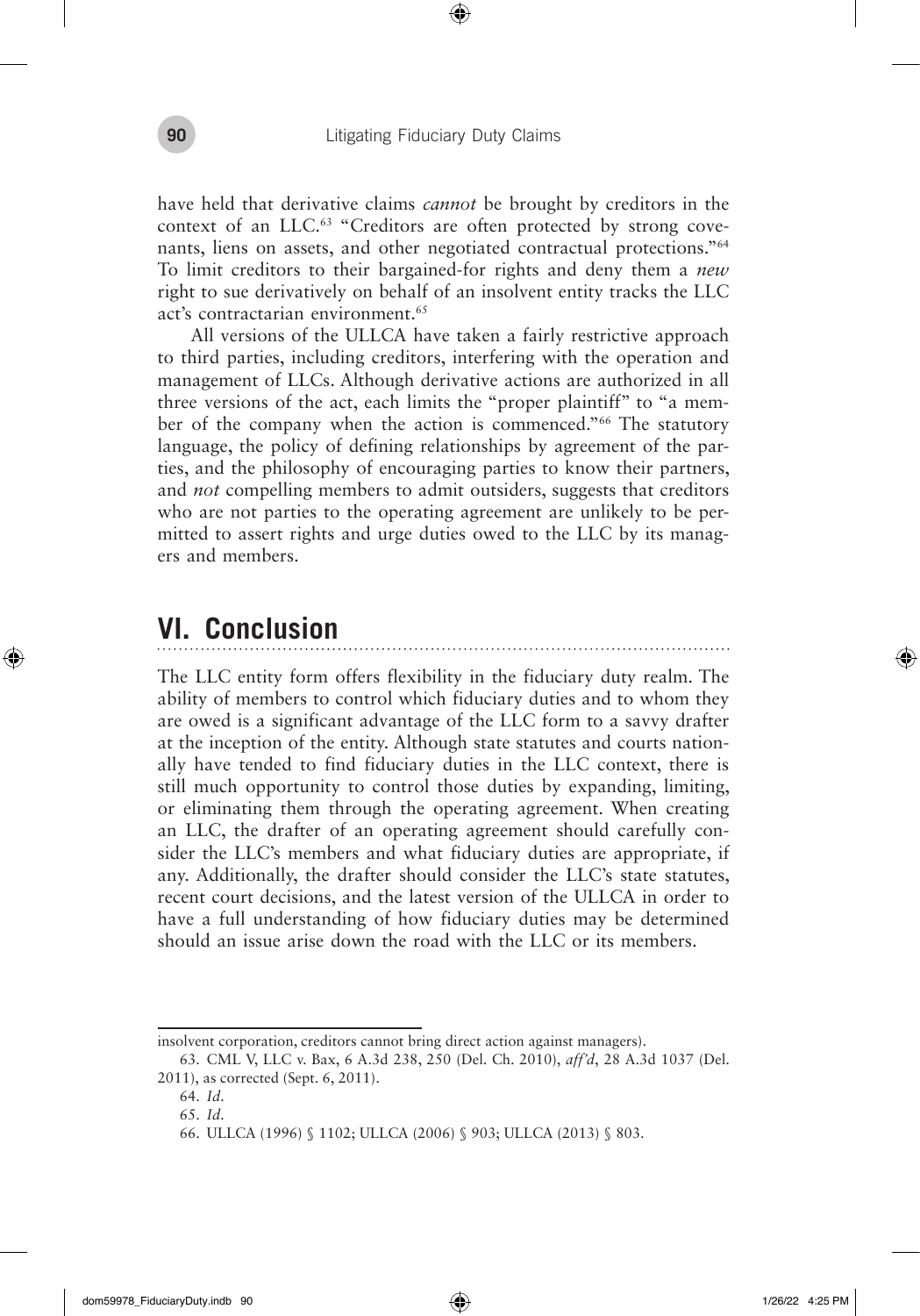have held that derivative claims *cannot* be brought by creditors in the context of an LLC.[63] "Creditors are often protected by strong covenants, liens on assets, and other negotiated contractual protections."[64] To limit creditors to their bargained-for rights and deny them a *new* right to sue derivatively on behalf of an insolvent entity tracks the LLC act's contractarian environment.[65]

All versions of the ULLCA have taken a fairly restrictive approach to third parties, including creditors, interfering with the operation and management of LLCs. Although derivative actions are authorized in all three versions of the act, each limits the "proper plaintiff" to "a member of the company when the action is commenced."[66] The statutory language, the policy of defining relationships by agreement of the parties, and the philosophy of encouraging parties to know their partners, and *not* compelling members to admit outsiders, suggests that creditors who are not parties to the operating agreement are unlikely to be permitted to assert rights and urge duties owed to the LLC by its managers and members.

## VI. Conclusion

The LLC entity form offers flexibility in the fiduciary duty realm. The ability of members to control which fiduciary duties and to whom they are owed is a significant advantage of the LLC form to a savvy drafter at the inception of the entity. Although state statutes and courts nationally have tended to find fiduciary duties in the LLC context, there is still much opportunity to control those duties by expanding, limiting, or eliminating them through the operating agreement. When creating an LLC, the drafter of an operating agreement should carefully consider the LLC's members and what fiduciary duties are appropriate, if any. Additionally, the drafter should consider the LLC's state statutes, recent court decisions, and the latest version of the ULLCA in order to have a full understanding of how fiduciary duties may be determined should an issue arise down the road with the LLC or its members.

---

insolvent corporation, creditors cannot bring direct action against managers).

63. CML V, LLC v. Bax, 6 A.3d 238, 250 (Del. Ch. 2010), *aff'd*, 28 A.3d 1037 (Del. 2011), as corrected (Sept. 6, 2011).

64. *Id*.

65. *Id*.

66. ULLCA (1996) § 1102; ULLCA (2006) § 903; ULLCA (2013) § 803.